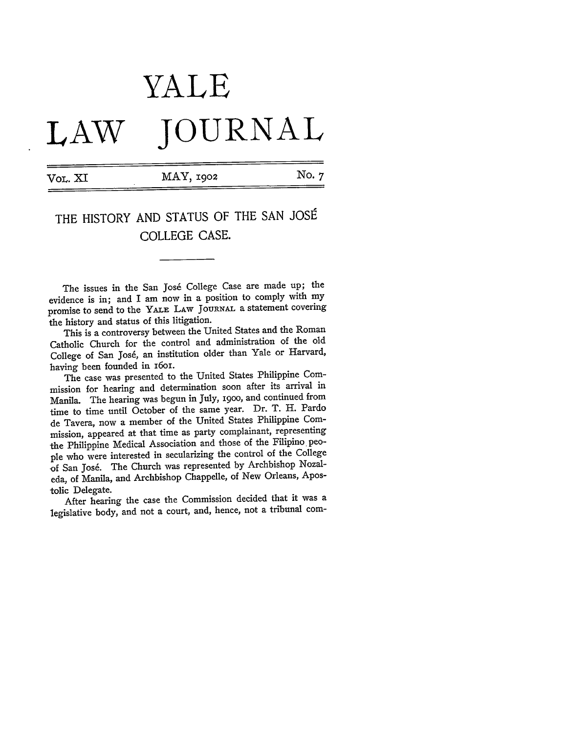# YALE LAW JOURNAL

VOL. XI — MAY, 1902 — No. 7

## THE HISTORY AND STATUS OF THE SAN JOSÉ COLLEGE CASE.

The issues in the San José College Case are made up; the evidence is in; and I am now in a position to comply with my promise to send to the YALE LAW JOURNAL a statement covering the history and status of this litigation.

This is a controversy between the United States and the Roman Catholic Church for the control and administration of the old College of San José, an institution older than Yale or Harvard, having been founded in 1601.

The case was presented to the United States Philippine Commission for hearing and determination soon after its arrival in Manila. The hearing was begun in July, 1900, and continued from time to time until October of the same year. Dr. T. H. Pardo de Tavera, now a member of the United States Philippine Commission, appeared at that time as party complainant, representing the Philippine Medical Association and those of the Filipino people who were interested in secularizing the control of the College of San José. The Church was represented by Archbishop Nozaleda, of Manila, and Archbishop Chappelle, of New Orleans, Apostolic Delegate.

After hearing the case the Commission decided that it was a legislative body, and not a court, and, hence, not a tribunal com-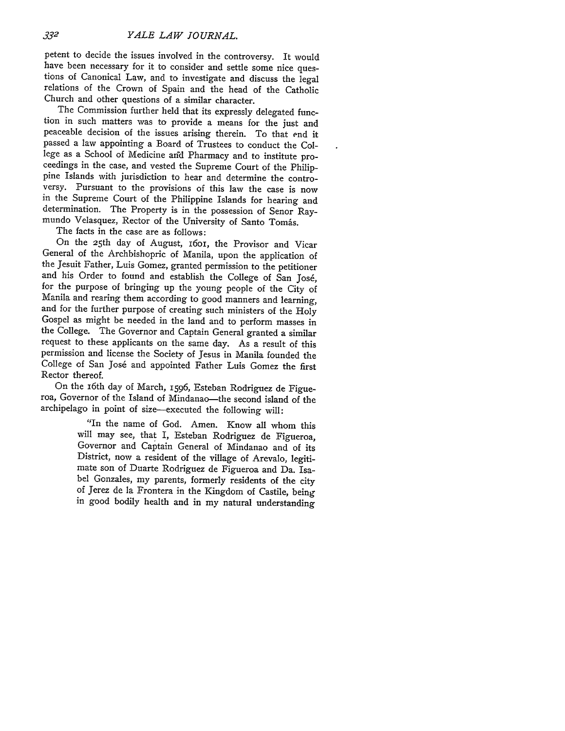petent to decide the issues involved in the controversy. It would have been necessary for it to consider and settle some nice questions of Canonical Law, and to investigate and discuss the legal relations of the Crown of Spain and the head of the Catholic Church and other questions of a similar character.

The Commission further held that its expressly delegated function in such matters was to provide a means for the just and peaceable decision of the issues arising therein. To that end it passed a law appointing a Board of Trustees to conduct the College as a School of Medicine and Pharmacy and to institute proceedings in the case, and vested the Supreme Court of the Philippine Islands with jurisdiction to hear and determine the controversy. Pursuant to the provisions of this law the case is now in the Supreme Court of the Philippine Islands for hearing and determination. The Property is in the possession of Senor Raymundo Velasquez, Rector of the University of Santo Tomás.

The facts in the case are as follows:

On the 25th day of August, 1601, the Provisor and Vicar General of the Archbishopric of Manila, upon the application of the Jesuit Father, Luis Gomez, granted permission to the petitioner and his Order to found and establish the College of San José, for the purpose of bringing up the young people of the City of Manila and rearing them according to good manners and learning, and for the further purpose of creating such ministers of the Holy Gospel as might be needed in the land and to perform masses in the College. The Governor and Captain General granted a similar request to these applicants on the same day. As a result of this permission and license the Society of Jesus in Manila founded the College of San José and appointed Father Luis Gomez the first Rector thereof.

On the 16th day of March, 1596, Esteban Rodriguez de Figueroa, Governor of the Island of Mindanao—the second island of the archipelago in point of size—executed the following will:

> "In the name of God. Amen. Know all whom this will may see, that I, Esteban Rodriguez de Figueroa, Governor and Captain General of Mindanao and of its District, now a resident of the village of Arevalo, legitimate son of Duarte Rodriguez de Figueroa and Da. Isabel Gonzales, my parents, formerly residents of the city of Jerez de la Frontera in the Kingdom of Castile, being in good bodily health and in my natural understanding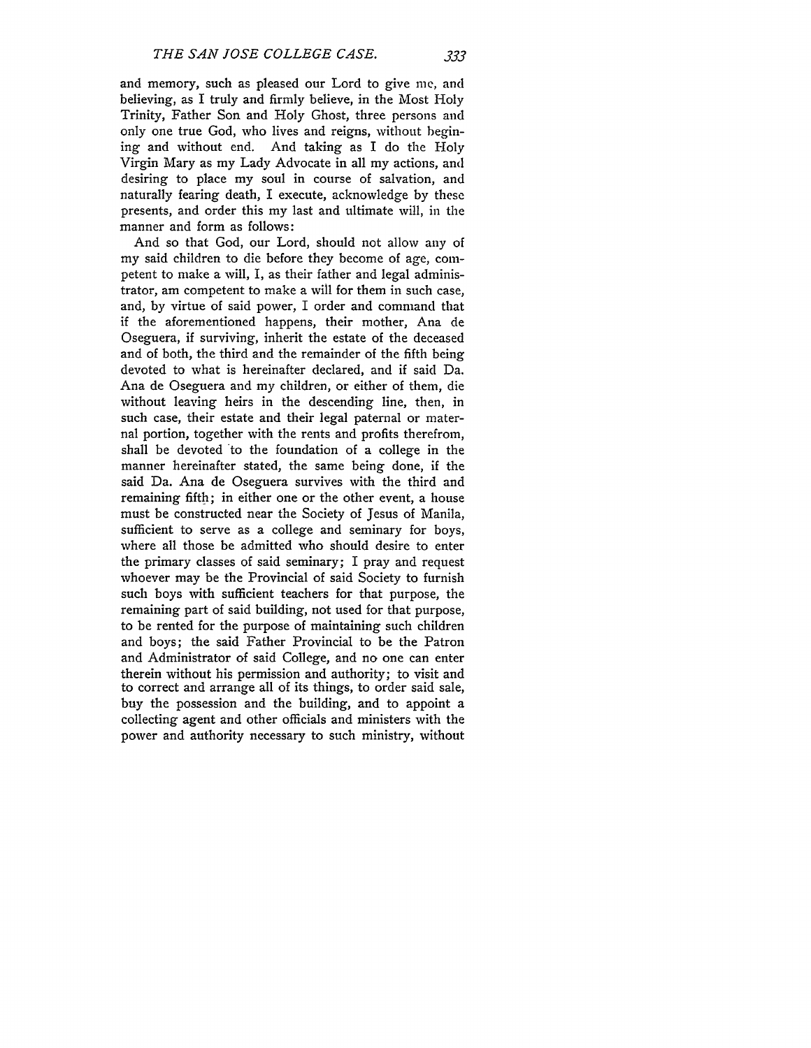and memory, such as pleased our Lord to give me, and believing, as I truly and firmly believe, in the Most Holy Trinity, Father Son and Holy Ghost, three persons and only one true God, who lives and reigns, without beginning and without end. And taking as I do the Holy Virgin Mary as my Lady Advocate in all my actions, and desiring to place my soul in course of salvation, and naturally fearing death, I execute, acknowledge by these presents, and order this my last and ultimate will, in the manner and form as follows:

And so that God, our Lord, should not allow any of my said children to die before they become of age, competent to make a will, I, as their father and legal administrator, am competent to make a will for them in such case, and, by virtue of said power, I order and command that if the aforementioned happens, their mother, Ana de Oseguera, if surviving, inherit the estate of the deceased and of both, the third and the remainder of the fifth being devoted to what is hereinafter declared, and if said Da. Ana de Oseguera and my children, or either of them, die without leaving heirs in the descending line, then, in such case, their estate and their legal paternal or maternal portion, together with the rents and profits therefrom, shall be devoted to the foundation of a college in the manner hereinafter stated, the same being done, if the said Da. Ana de Oseguera survives with the third and remaining fifth; in either one or the other event, a house must be constructed near the Society of Jesus of Manila, sufficient to serve as a college and seminary for boys, where all those be admitted who should desire to enter the primary classes of said seminary; I pray and request whoever may be the Provincial of said Society to furnish such boys with sufficient teachers for that purpose, the remaining part of said building, not used for that purpose, to be rented for the purpose of maintaining such children and boys; the said Father Provincial to be the Patron and Administrator of said College, and no one can enter therein without his permission and authority; to visit and to correct and arrange all of its things, to order said sale, buy the possession and the building, and to appoint a collecting agent and other officials and ministers with the power and authority necessary to such ministry, without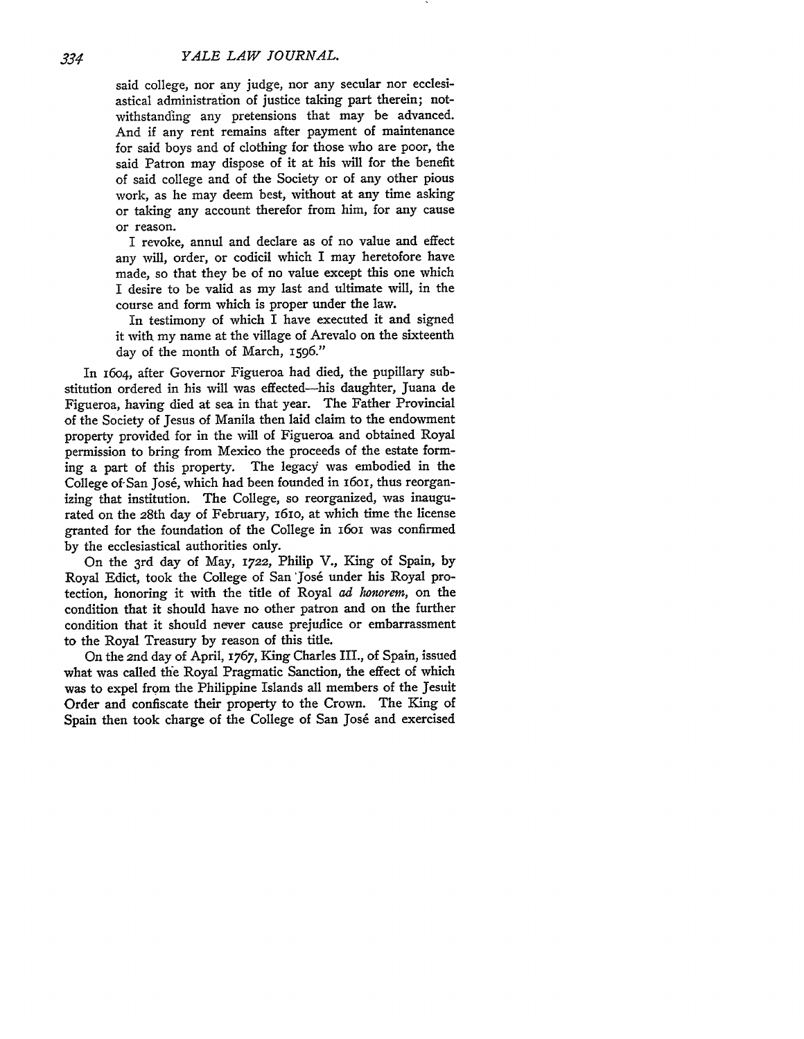said college, nor any judge, nor any secular nor ecclesiastical administration of justice taking part therein; notwithstanding any pretensions that may be advanced. And if any rent remains after payment of maintenance for said boys and of clothing for those who are poor, the said Patron may dispose of it at his will for the benefit of said college and of the Society or of any other pious work, as he may deem best, without at any time asking or taking any account therefor from him, for any cause or reason.

> I revoke, annul and declare as of no value and effect any will, order, or codicil which I may heretofore have made, so that they be of no value except this one which I desire to be valid as my last and ultimate will, in the course and form which is proper under the law.
>
> In testimony of which I have executed it and signed it with my name at the village of Arevalo on the sixteenth day of the month of March, 1596."

In 1604, after Governor Figueroa had died, the pupillary substitution ordered in his will was effected—his daughter, Juana de Figueroa, having died at sea in that year. The Father Provincial of the Society of Jesus of Manila then laid claim to the endowment property provided for in the will of Figueroa and obtained Royal permission to bring from Mexico the proceeds of the estate forming a part of this property. The legacy was embodied in the College of San José, which had been founded in 1601, thus reorganizing that institution. The College, so reorganized, was inaugurated on the 28th day of February, 1610, at which time the license granted for the foundation of the College in 1601 was confirmed by the ecclesiastical authorities only.

On the 3rd day of May, 1722, Philip V., King of Spain, by Royal Edict, took the College of San José under his Royal protection, honoring it with the title of Royal *ad honorem*, on the condition that it should have no other patron and on the further condition that it should never cause prejudice or embarrassment to the Royal Treasury by reason of this title.

On the 2nd day of April, 1767, King Charles III., of Spain, issued what was called the Royal Pragmatic Sanction, the effect of which was to expel from the Philippine Islands all members of the Jesuit Order and confiscate their property to the Crown. The King of Spain then took charge of the College of San José and exercised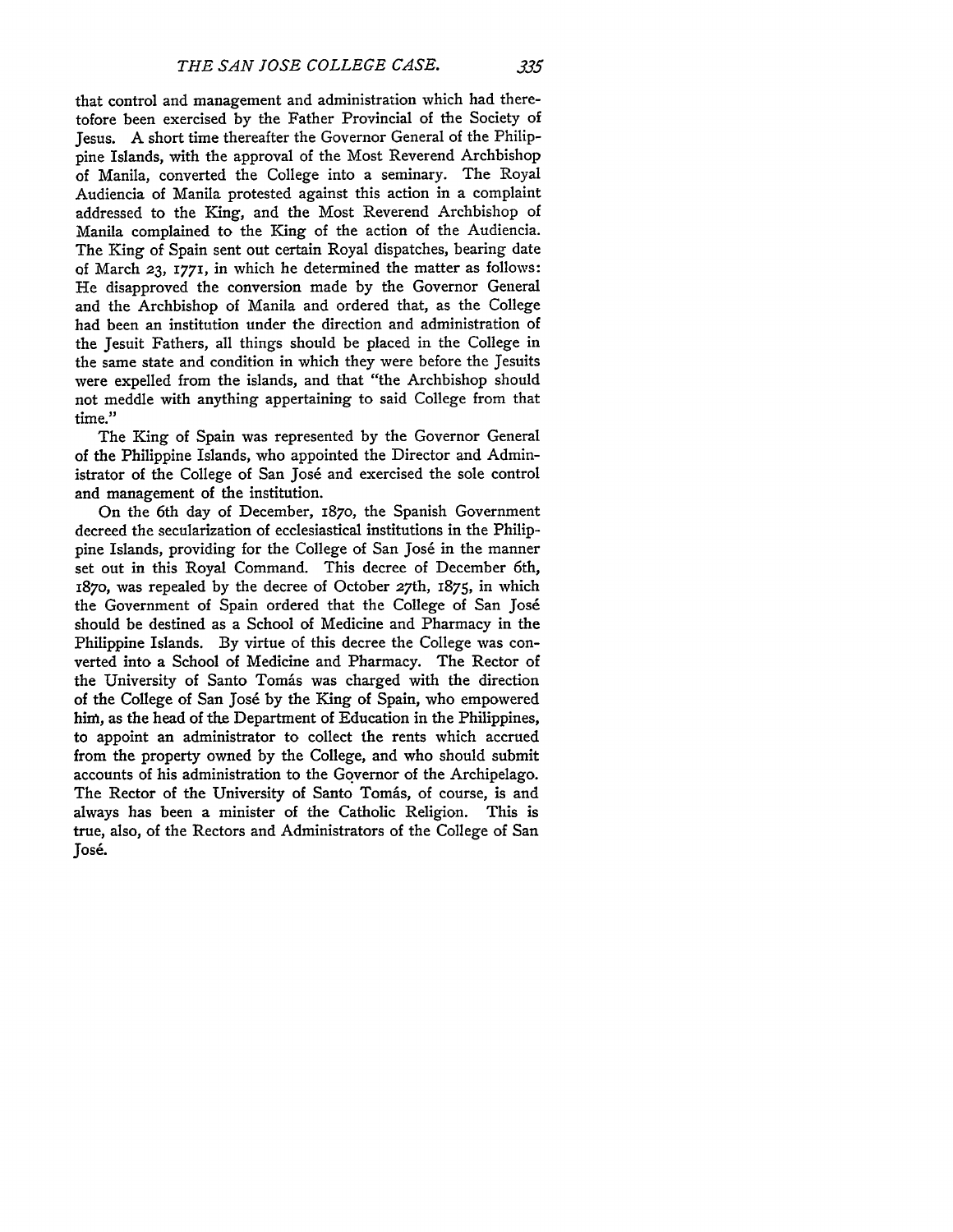that control and management and administration which had theretofore been exercised by the Father Provincial of the Society of Jesus. A short time thereafter the Governor General of the Philippine Islands, with the approval of the Most Reverend Archbishop of Manila, converted the College into a seminary. The Royal Audiencia of Manila protested against this action in a complaint addressed to the King, and the Most Reverend Archbishop of Manila complained to the King of the action of the Audiencia. The King of Spain sent out certain Royal dispatches, bearing date of March 23, 1771, in which he determined the matter as follows: He disapproved the conversion made by the Governor General and the Archbishop of Manila and ordered that, as the College had been an institution under the direction and administration of the Jesuit Fathers, all things should be placed in the College in the same state and condition in which they were before the Jesuits were expelled from the islands, and that "the Archbishop should not meddle with anything appertaining to said College from that time."

The King of Spain was represented by the Governor General of the Philippine Islands, who appointed the Director and Administrator of the College of San José and exercised the sole control and management of the institution.

On the 6th day of December, 1870, the Spanish Government decreed the secularization of ecclesiastical institutions in the Philippine Islands, providing for the College of San José in the manner set out in this Royal Command. This decree of December 6th, 1870, was repealed by the decree of October 27th, 1875, in which the Government of Spain ordered that the College of San José should be destined as a School of Medicine and Pharmacy in the Philippine Islands. By virtue of this decree the College was converted into a School of Medicine and Pharmacy. The Rector of the University of Santo Tomás was charged with the direction of the College of San José by the King of Spain, who empowered him, as the head of the Department of Education in the Philippines, to appoint an administrator to collect the rents which accrued from the property owned by the College, and who should submit accounts of his administration to the Governor of the Archipelago. The Rector of the University of Santo Tomás, of course, is and always has been a minister of the Catholic Religion. This is true, also, of the Rectors and Administrators of the College of San José.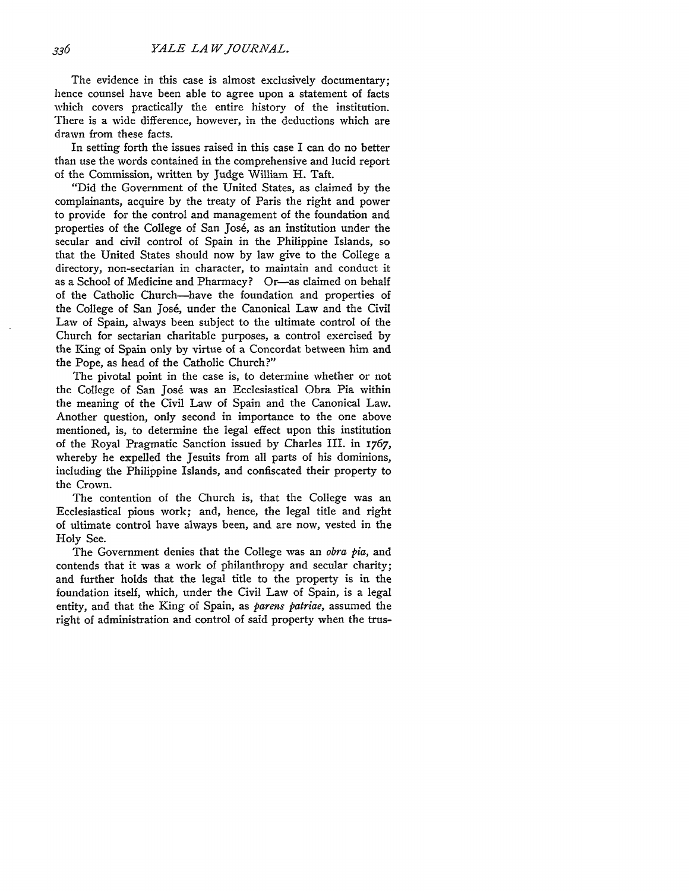The evidence in this case is almost exclusively documentary; hence counsel have been able to agree upon a statement of facts which covers practically the entire history of the institution. There is a wide difference, however, in the deductions which are drawn from these facts.

In setting forth the issues raised in this case I can do no better than use the words contained in the comprehensive and lucid report of the Commission, written by Judge William H. Taft.

"Did the Government of the United States, as claimed by the complainants, acquire by the treaty of Paris the right and power to provide for the control and management of the foundation and properties of the College of San José, as an institution under the secular and civil control of Spain in the Philippine Islands, so that the United States should now by law give to the College a directory, non-sectarian in character, to maintain and conduct it as a School of Medicine and Pharmacy? Or—as claimed on behalf of the Catholic Church—have the foundation and properties of the College of San José, under the Canonical Law and the Civil Law of Spain, always been subject to the ultimate control of the Church for sectarian charitable purposes, a control exercised by the King of Spain only by virtue of a Concordat between him and the Pope, as head of the Catholic Church?"

The pivotal point in the case is, to determine whether or not the College of San José was an Ecclesiastical Obra Pia within the meaning of the Civil Law of Spain and the Canonical Law. Another question, only second in importance to the one above mentioned, is, to determine the legal effect upon this institution of the Royal Pragmatic Sanction issued by Charles III. in 1767, whereby he expelled the Jesuits from all parts of his dominions, including the Philippine Islands, and confiscated their property to the Crown.

The contention of the Church is, that the College was an Ecclesiastical pious work; and, hence, the legal title and right of ultimate control have always been, and are now, vested in the Holy See.

The Government denies that the College was an *obra pia*, and contends that it was a work of philanthropy and secular charity; and further holds that the legal title to the property is in the foundation itself, which, under the Civil Law of Spain, is a legal entity, and that the King of Spain, as *parens patriae*, assumed the right of administration and control of said property when the trus-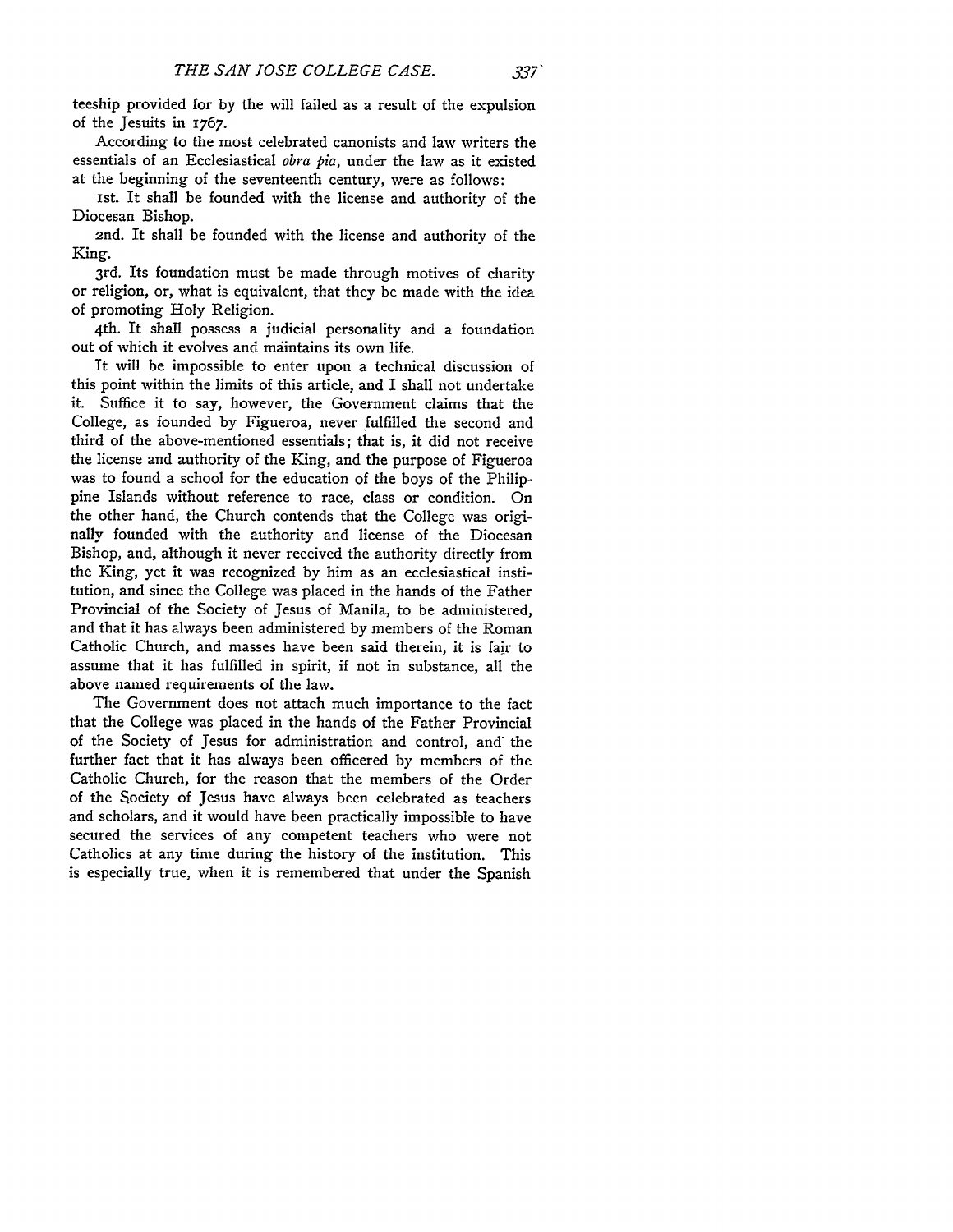teeship provided for by the will failed as a result of the expulsion of the Jesuits in 1767.

According to the most celebrated canonists and law writers the essentials of an Ecclesiastical *obra pia*, under the law as it existed at the beginning of the seventeenth century, were as follows:

1st. It shall be founded with the license and authority of the Diocesan Bishop.

2nd. It shall be founded with the license and authority of the King.

3rd. Its foundation must be made through motives of charity or religion, or, what is equivalent, that they be made with the idea of promoting Holy Religion.

4th. It shall possess a judicial personality and a foundation out of which it evolves and maintains its own life.

It will be impossible to enter upon a technical discussion of this point within the limits of this article, and I shall not undertake it. Suffice it to say, however, the Government claims that the College, as founded by Figueroa, never fulfilled the second and third of the above-mentioned essentials; that is, it did not receive the license and authority of the King, and the purpose of Figueroa was to found a school for the education of the boys of the Philippine Islands without reference to race, class or condition. On the other hand, the Church contends that the College was originally founded with the authority and license of the Diocesan Bishop, and, although it never received the authority directly from the King, yet it was recognized by him as an ecclesiastical institution, and since the College was placed in the hands of the Father Provincial of the Society of Jesus of Manila, to be administered, and that it has always been administered by members of the Roman Catholic Church, and masses have been said therein, it is fair to assume that it has fulfilled in spirit, if not in substance, all the above named requirements of the law.

The Government does not attach much importance to the fact that the College was placed in the hands of the Father Provincial of the Society of Jesus for administration and control, and the further fact that it has always been officered by members of the Catholic Church, for the reason that the members of the Order of the Society of Jesus have always been celebrated as teachers and scholars, and it would have been practically impossible to have secured the services of any competent teachers who were not Catholics at any time during the history of the institution. This is especially true, when it is remembered that under the Spanish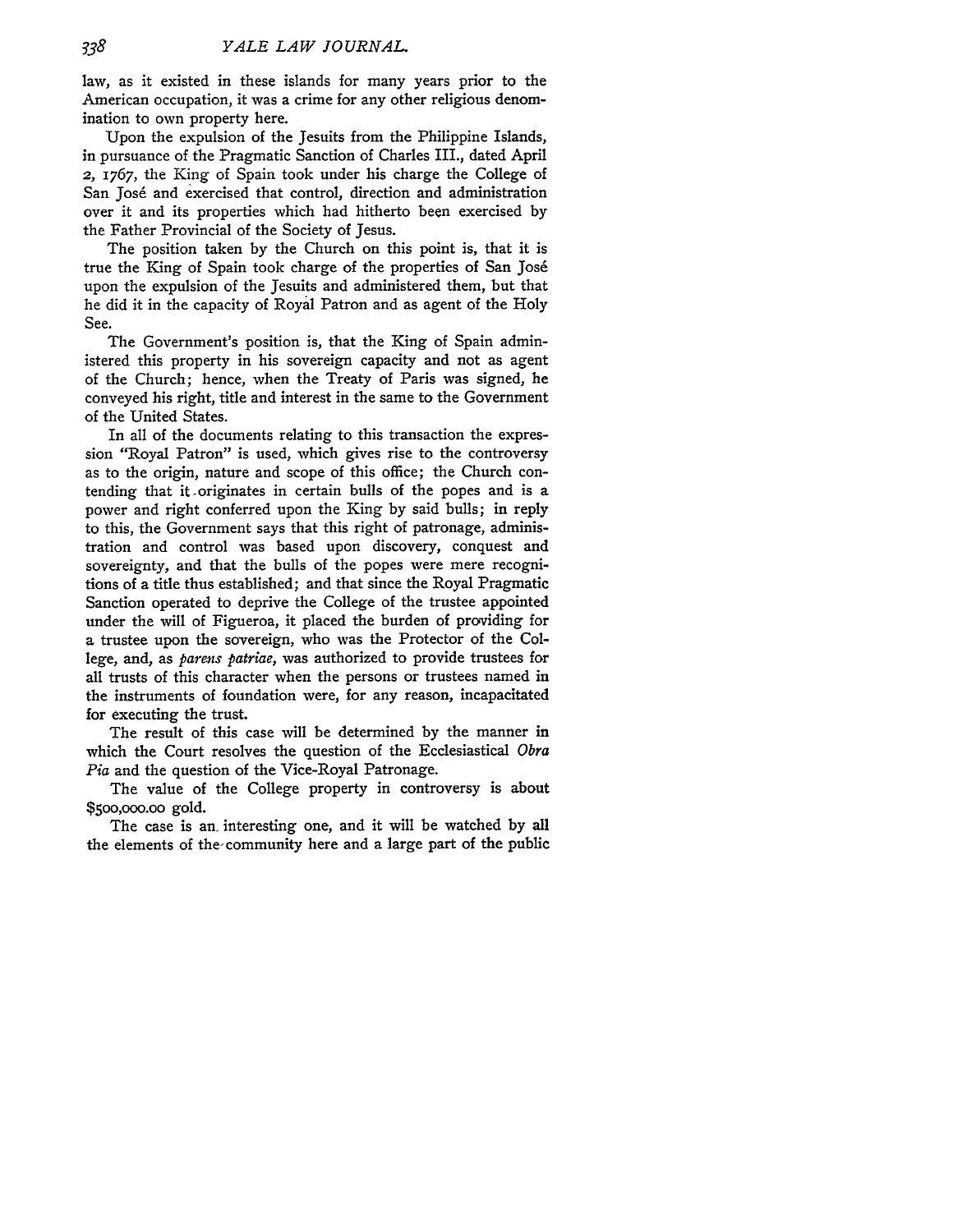law, as it existed in these islands for many years prior to the American occupation, it was a crime for any other religious denomination to own property here.

Upon the expulsion of the Jesuits from the Philippine Islands, in pursuance of the Pragmatic Sanction of Charles III., dated April 2, 1767, the King of Spain took under his charge the College of San José and exercised that control, direction and administration over it and its properties which had hitherto been exercised by the Father Provincial of the Society of Jesus.

The position taken by the Church on this point is, that it is true the King of Spain took charge of the properties of San José upon the expulsion of the Jesuits and administered them, but that he did it in the capacity of Royal Patron and as agent of the Holy See.

The Government's position is, that the King of Spain administered this property in his sovereign capacity and not as agent of the Church; hence, when the Treaty of Paris was signed, he conveyed his right, title and interest in the same to the Government of the United States.

In all of the documents relating to this transaction the expression "Royal Patron" is used, which gives rise to the controversy as to the origin, nature and scope of this office; the Church contending that it originates in certain bulls of the popes and is a power and right conferred upon the King by said bulls; in reply to this, the Government says that this right of patronage, administration and control was based upon discovery, conquest and sovereignty, and that the bulls of the popes were mere recognitions of a title thus established; and that since the Royal Pragmatic Sanction operated to deprive the College of the trustee appointed under the will of Figueroa, it placed the burden of providing for a trustee upon the sovereign, who was the Protector of the College, and, as *parens patriae*, was authorized to provide trustees for all trusts of this character when the persons or trustees named in the instruments of foundation were, for any reason, incapacitated for executing the trust.

The result of this case will be determined by the manner in which the Court resolves the question of the Ecclesiastical *Obra Pia* and the question of the Vice-Royal Patronage.

The value of the College property in controversy is about $500,000.00 gold.

The case is an interesting one, and it will be watched by all the elements of the community here and a large part of the public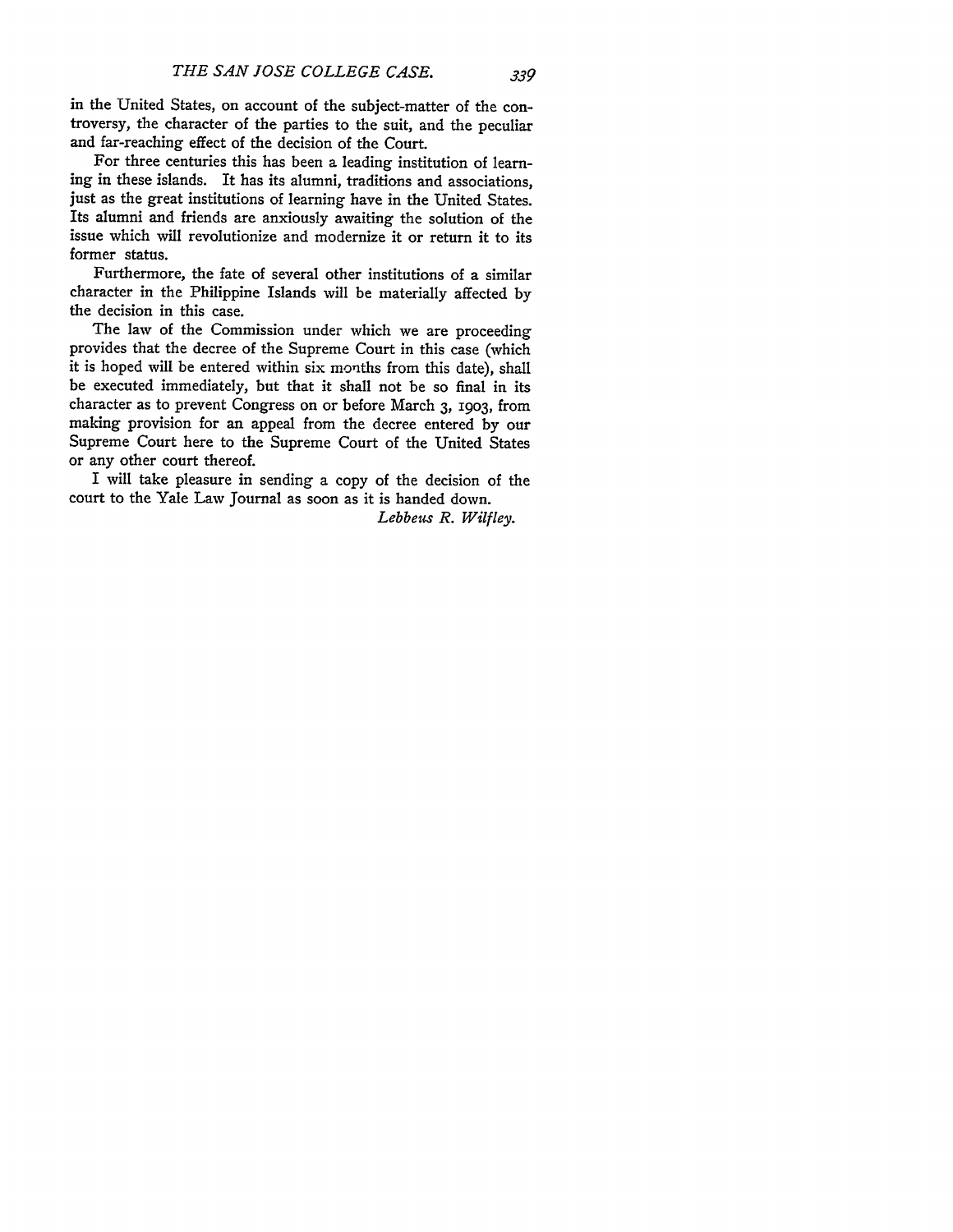in the United States, on account of the subject-matter of the controversy, the character of the parties to the suit, and the peculiar and far-reaching effect of the decision of the Court.

For three centuries this has been a leading institution of learning in these islands. It has its alumni, traditions and associations, just as the great institutions of learning have in the United States. Its alumni and friends are anxiously awaiting the solution of the issue which will revolutionize and modernize it or return it to its former status.

Furthermore, the fate of several other institutions of a similar character in the Philippine Islands will be materially affected by the decision in this case.

The law of the Commission under which we are proceeding provides that the decree of the Supreme Court in this case (which it is hoped will be entered within six months from this date), shall be executed immediately, but that it shall not be so final in its character as to prevent Congress on or before March 3, 1903, from making provision for an appeal from the decree entered by our Supreme Court here to the Supreme Court of the United States or any other court thereof.

I will take pleasure in sending a copy of the decision of the court to the Yale Law Journal as soon as it is handed down.

*Lebbeus R. Wilfley.*